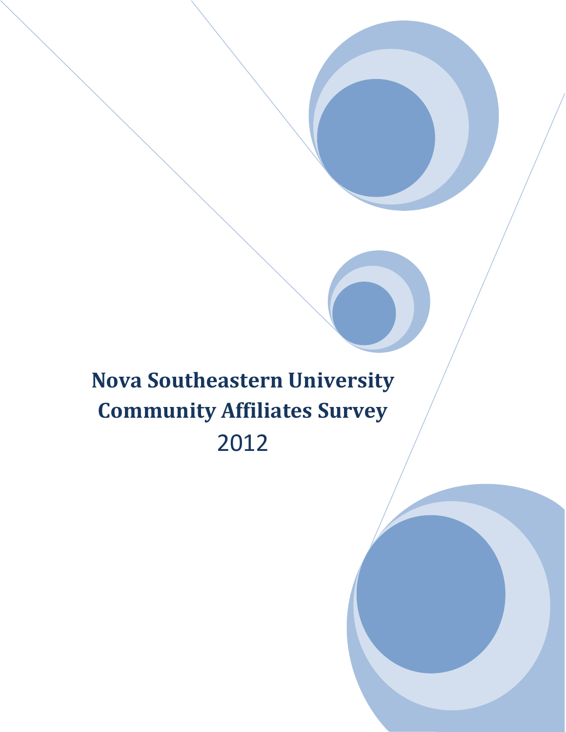# Nova Southeastern University Community Affiliates Survey

2012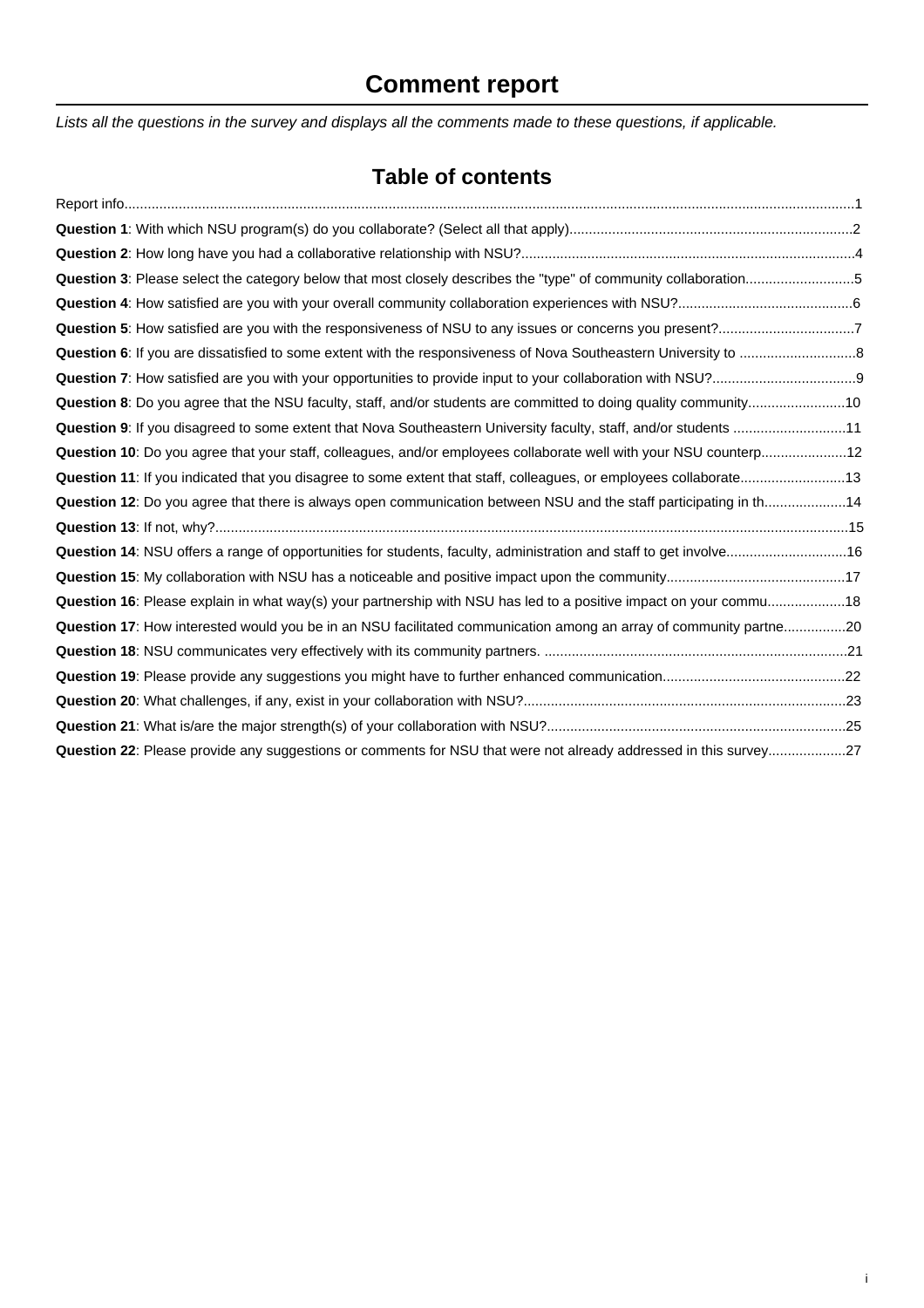# Comment report

*Lists all the questions in the survey and displays all the comments made to these questions, if applicable.*

## Table of contents

Report info........................................................................................................................................................................1

**Question 1**: With which NSU program(s) do you collaborate? (Select all that apply)........................................................................2

**Question 2**: How long have you had a collaborative relationship with NSU?.....................................................................................4

**Question 3**: Please select the category below that most closely describes the "type" of community collaboration............................5

**Question 4**: How satisfied are you with your overall community collaboration experiences with NSU?............................................6

**Question 5**: How satisfied are you with the responsiveness of NSU to any issues or concerns you present?..................................7

**Question 6**: If you are dissatisfied to some extent with the responsiveness of Nova Southeastern University to .............................8

**Question 7**: How satisfied are you with your opportunities to provide input to your collaboration with NSU?....................................9

**Question 8**: Do you agree that the NSU faculty, staff, and/or students are committed to doing quality community.........................10

**Question 9**: If you disagreed to some extent that Nova Southeastern University faculty, staff, and/or students ............................11

**Question 10**: Do you agree that your staff, colleagues, and/or employees collaborate well with your NSU counterp......................12

**Question 11**: If you indicated that you disagree to some extent that staff, colleagues, or employees collaborate...........................13

**Question 12**: Do you agree that there is always open communication between NSU and the staff participating in th....................14

**Question 13**: If not, why?.................................................................................................................................................................15

**Question 14**: NSU offers a range of opportunities for students, faculty, administration and staff to get involve..............................16

**Question 15**: My collaboration with NSU has a noticeable and positive impact upon the community.............................................17

**Question 16**: Please explain in what way(s) your partnership with NSU has led to a positive impact on your commu....................18

**Question 17**: How interested would you be in an NSU facilitated communication among an array of community partne................20

**Question 18**: NSU communicates very effectively with its community partners. .............................................................................21

**Question 19**: Please provide any suggestions you might have to further enhanced communication..............................................22

**Question 20**: What challenges, if any, exist in your collaboration with NSU?..................................................................................23

**Question 21**: What is/are the major strength(s) of your collaboration with NSU?............................................................................25

**Question 22**: Please provide any suggestions or comments for NSU that were not already addressed in this survey...................27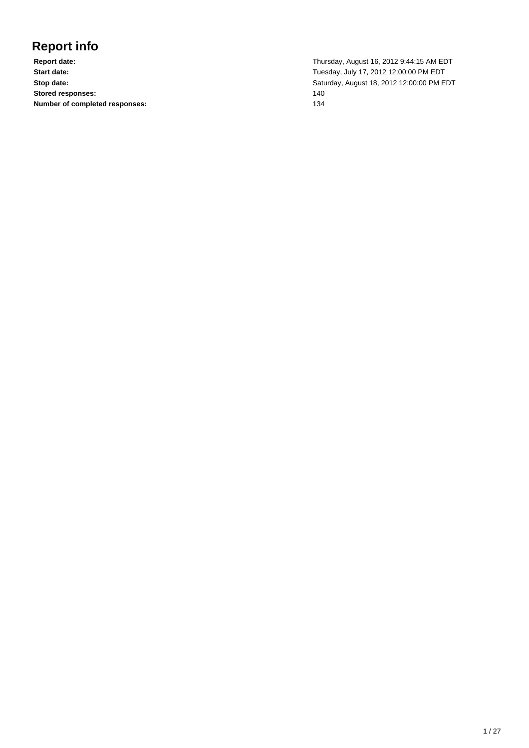# Report info

| | |
|---|---|
| **Report date:** | Thursday, August 16, 2012 9:44:15 AM EDT |
| **Start date:** | Tuesday, July 17, 2012 12:00:00 PM EDT |
| **Stop date:** | Saturday, August 18, 2012 12:00:00 PM EDT |
| **Stored responses:** | 140 |
| **Number of completed responses:** | 134 |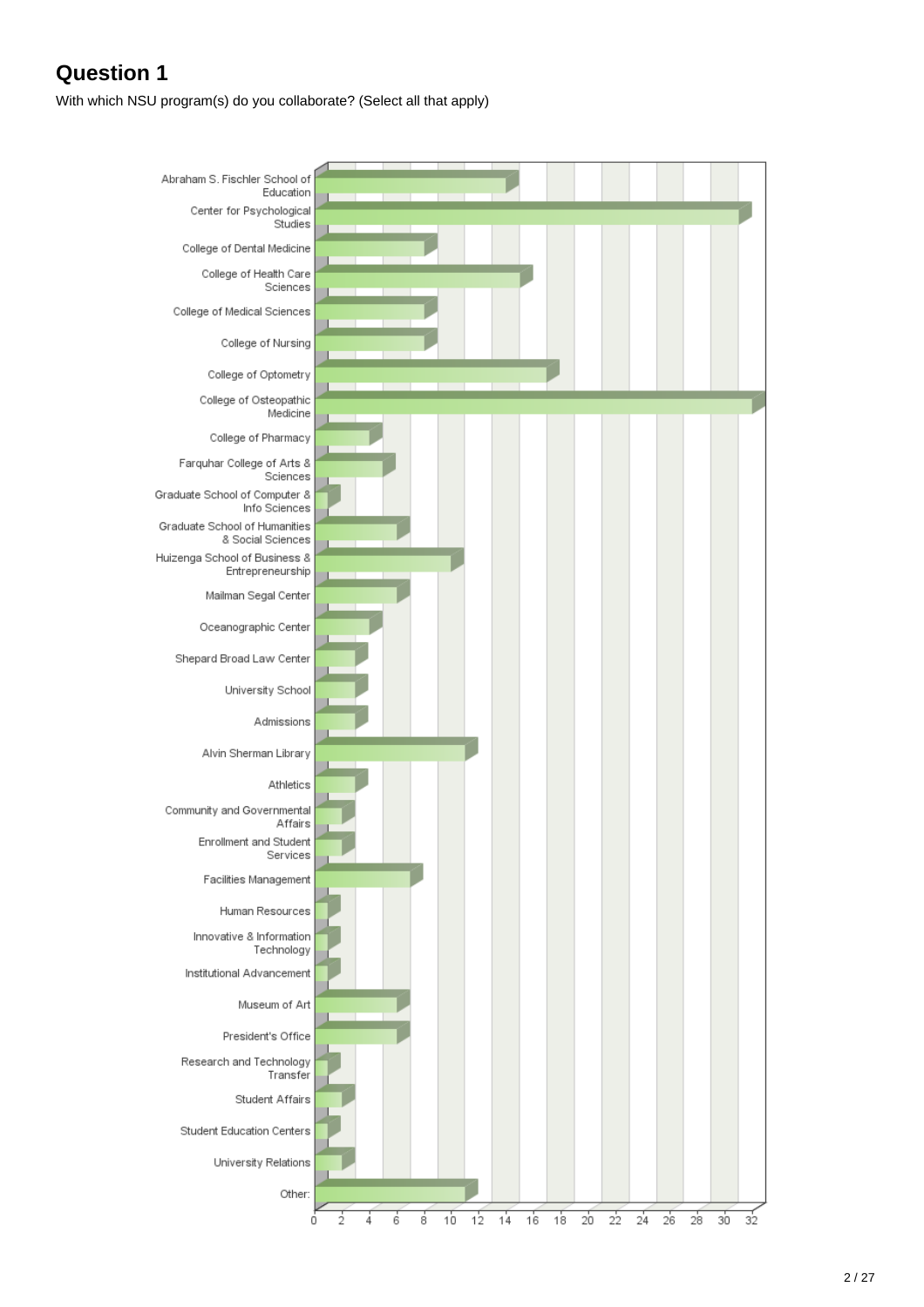# Question 1

With which NSU program(s) do you collaborate? (Select all that apply)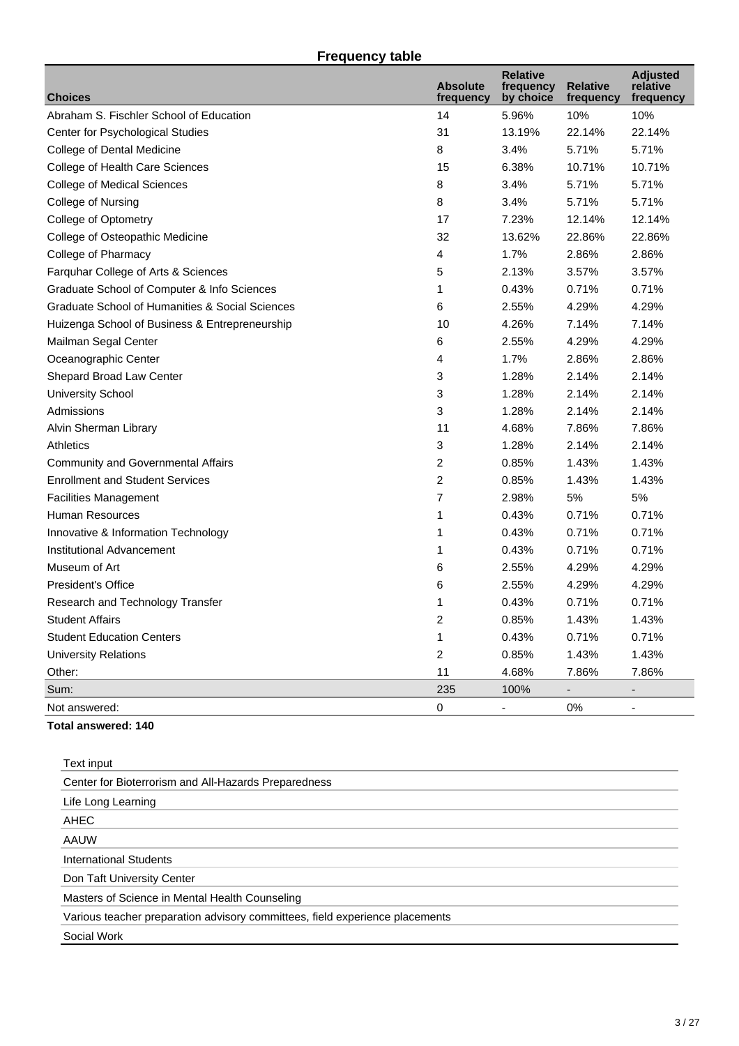## Frequency table

| Choices | Absolute frequency | Relative frequency by choice | Relative frequency | Adjusted relative frequency |
|---|---|---|---|---|
| Abraham S. Fischler School of Education | 14 | 5.96% | 10% | 10% |
| Center for Psychological Studies | 31 | 13.19% | 22.14% | 22.14% |
| College of Dental Medicine | 8 | 3.4% | 5.71% | 5.71% |
| College of Health Care Sciences | 15 | 6.38% | 10.71% | 10.71% |
| College of Medical Sciences | 8 | 3.4% | 5.71% | 5.71% |
| College of Nursing | 8 | 3.4% | 5.71% | 5.71% |
| College of Optometry | 17 | 7.23% | 12.14% | 12.14% |
| College of Osteopathic Medicine | 32 | 13.62% | 22.86% | 22.86% |
| College of Pharmacy | 4 | 1.7% | 2.86% | 2.86% |
| Farquhar College of Arts & Sciences | 5 | 2.13% | 3.57% | 3.57% |
| Graduate School of Computer & Info Sciences | 1 | 0.43% | 0.71% | 0.71% |
| Graduate School of Humanities & Social Sciences | 6 | 2.55% | 4.29% | 4.29% |
| Huizenga School of Business & Entrepreneurship | 10 | 4.26% | 7.14% | 7.14% |
| Mailman Segal Center | 6 | 2.55% | 4.29% | 4.29% |
| Oceanographic Center | 4 | 1.7% | 2.86% | 2.86% |
| Shepard Broad Law Center | 3 | 1.28% | 2.14% | 2.14% |
| University School | 3 | 1.28% | 2.14% | 2.14% |
| Admissions | 3 | 1.28% | 2.14% | 2.14% |
| Alvin Sherman Library | 11 | 4.68% | 7.86% | 7.86% |
| Athletics | 3 | 1.28% | 2.14% | 2.14% |
| Community and Governmental Affairs | 2 | 0.85% | 1.43% | 1.43% |
| Enrollment and Student Services | 2 | 0.85% | 1.43% | 1.43% |
| Facilities Management | 7 | 2.98% | 5% | 5% |
| Human Resources | 1 | 0.43% | 0.71% | 0.71% |
| Innovative & Information Technology | 1 | 0.43% | 0.71% | 0.71% |
| Institutional Advancement | 1 | 0.43% | 0.71% | 0.71% |
| Museum of Art | 6 | 2.55% | 4.29% | 4.29% |
| President's Office | 6 | 2.55% | 4.29% | 4.29% |
| Research and Technology Transfer | 1 | 0.43% | 0.71% | 0.71% |
| Student Affairs | 2 | 0.85% | 1.43% | 1.43% |
| Student Education Centers | 1 | 0.43% | 0.71% | 0.71% |
| University Relations | 2 | 0.85% | 1.43% | 1.43% |
| Other: | 11 | 4.68% | 7.86% | 7.86% |
| Sum: | 235 | 100% | - | - |
| Not answered: | 0 | - | 0% | - |

**Total answered: 140**

| Text input |
|---|
| Center for Bioterrorism and All-Hazards Preparedness |
| Life Long Learning |
| AHEC |
| AAUW |
| International Students |
| Don Taft University Center |
| Masters of Science in Mental Health Counseling |
| Various teacher preparation advisory committees, field experience placements |
| Social Work |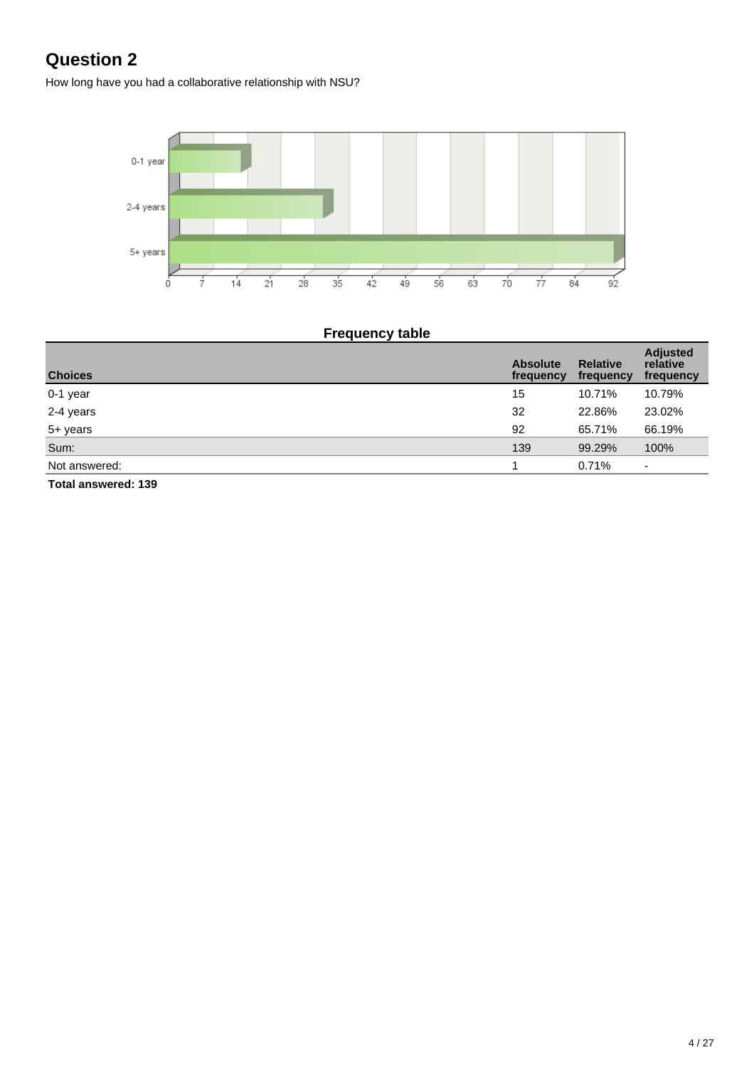# Question 2

How long have you had a collaborative relationship with NSU?

**Frequency table**

| Choices | Absolute frequency | Relative frequency | Adjusted relative frequency |
| --- | --- | --- | --- |
| 0-1 year | 15 | 10.71% | 10.79% |
| 2-4 years | 32 | 22.86% | 23.02% |
| 5+ years | 92 | 65.71% | 66.19% |
| Sum: | 139 | 99.29% | 100% |
| Not answered: | 1 | 0.71% | - |

**Total answered: 139**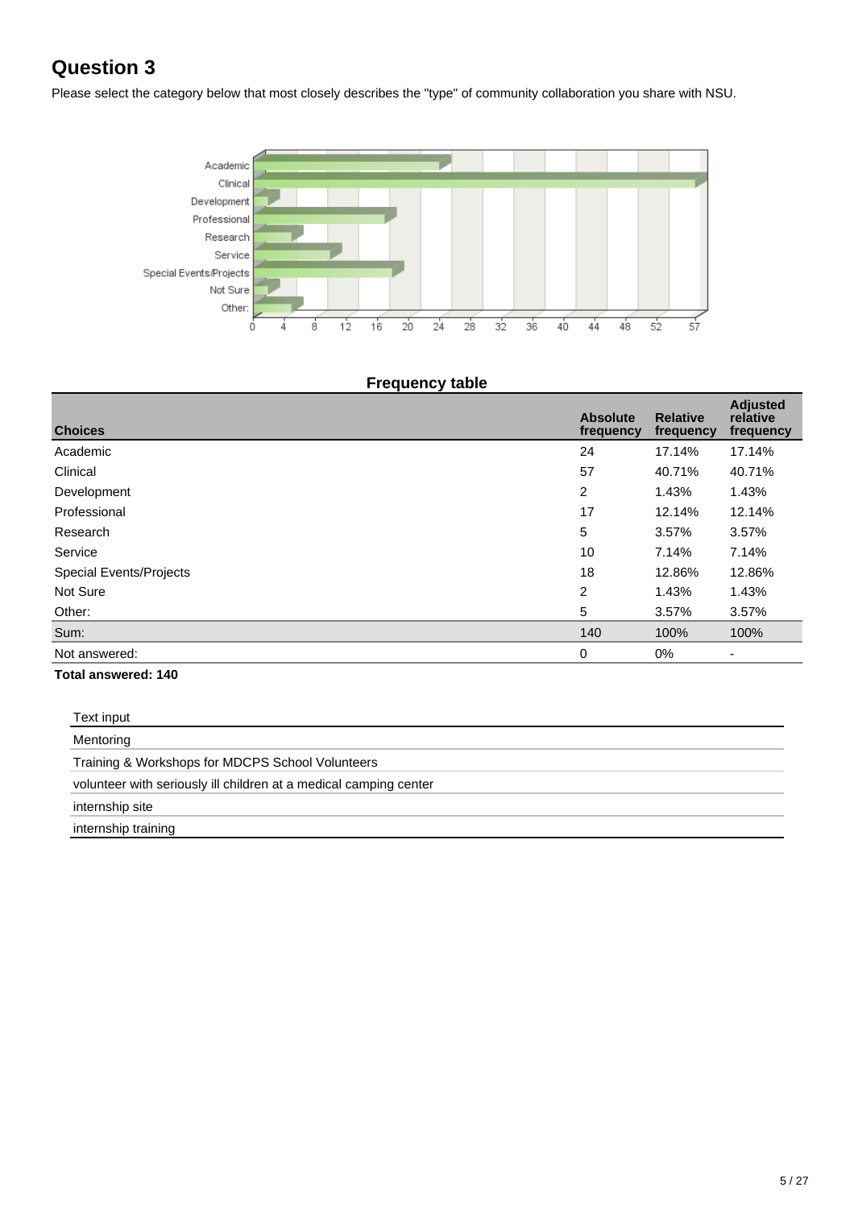## Question 3

Please select the category below that most closely describes the "type" of community collaboration you share with NSU.

### Frequency table

| Choices | Absolute frequency | Relative frequency | Adjusted relative frequency |
|---|---|---|---|
| Academic | 24 | 17.14% | 17.14% |
| Clinical | 57 | 40.71% | 40.71% |
| Development | 2 | 1.43% | 1.43% |
| Professional | 17 | 12.14% | 12.14% |
| Research | 5 | 3.57% | 3.57% |
| Service | 10 | 7.14% | 7.14% |
| Special Events/Projects | 18 | 12.86% | 12.86% |
| Not Sure | 2 | 1.43% | 1.43% |
| Other: | 5 | 3.57% | 3.57% |
| Sum: | 140 | 100% | 100% |
| Not answered: | 0 | 0% | - |

**Total answered: 140**

| Text input |
|---|
| Mentoring |
| Training & Workshops for MDCPS School Volunteers |
| volunteer with seriously ill children at a medical camping center |
| internship site |
| internship training |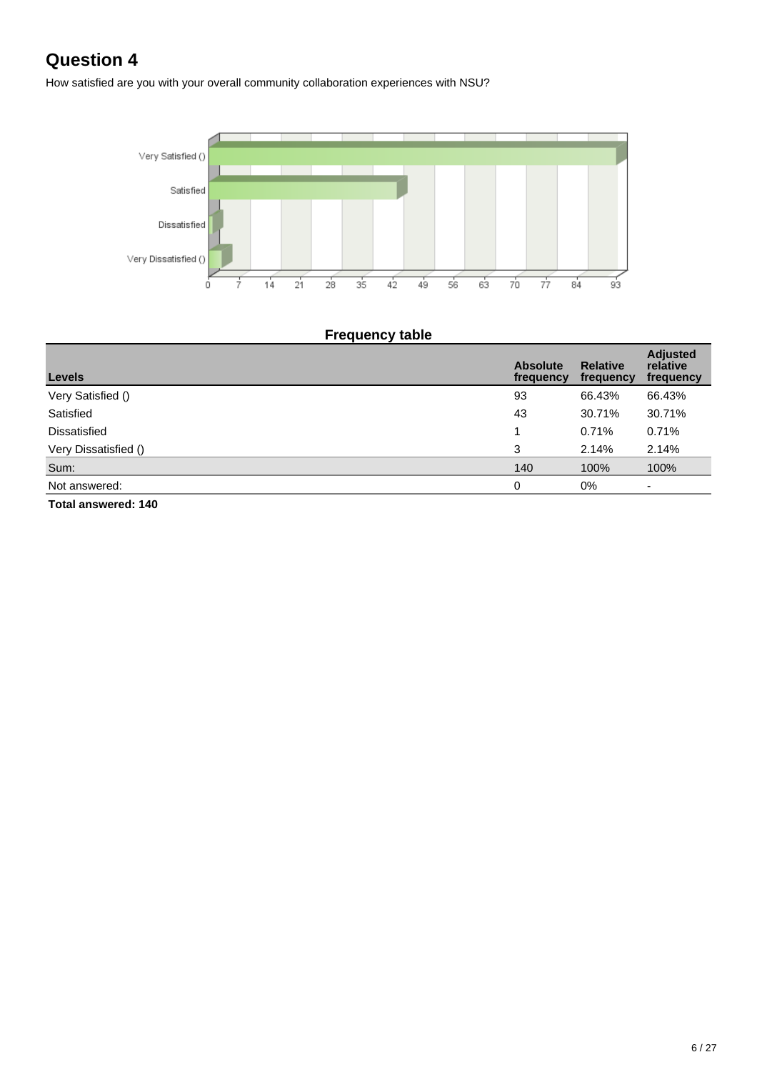# Question 4

How satisfied are you with your overall community collaboration experiences with NSU?

### Frequency table

| Levels | Absolute frequency | Relative frequency | Adjusted relative frequency |
|---|---|---|---|
| Very Satisfied () | 93 | 66.43% | 66.43% |
| Satisfied | 43 | 30.71% | 30.71% |
| Dissatisfied | 1 | 0.71% | 0.71% |
| Very Dissatisfied () | 3 | 2.14% | 2.14% |
| Sum: | 140 | 100% | 100% |
| Not answered: | 0 | 0% | - |

**Total answered: 140**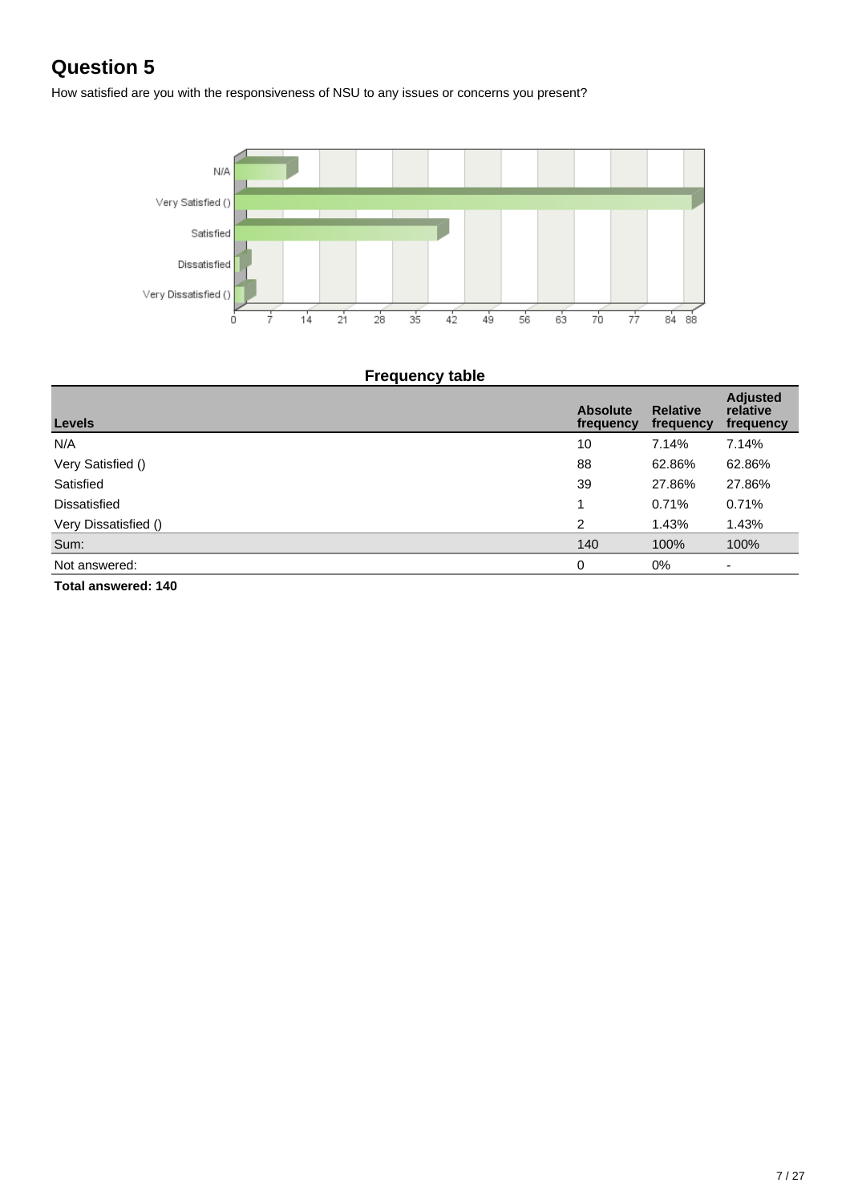# Question 5

How satisfied are you with the responsiveness of NSU to any issues or concerns you present?

**Frequency table**

| Levels | Absolute frequency | Relative frequency | Adjusted relative frequency |
|---|---|---|---|
| N/A | 10 | 7.14% | 7.14% |
| Very Satisfied () | 88 | 62.86% | 62.86% |
| Satisfied | 39 | 27.86% | 27.86% |
| Dissatisfied | 1 | 0.71% | 0.71% |
| Very Dissatisfied () | 2 | 1.43% | 1.43% |
| Sum: | 140 | 100% | 100% |
| Not answered: | 0 | 0% | - |

**Total answered: 140**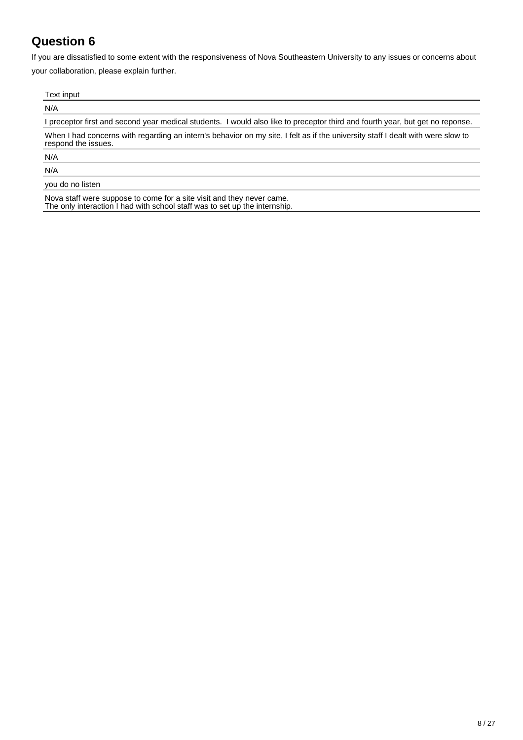## Question 6

If you are dissatisfied to some extent with the responsiveness of Nova Southeastern University to any issues or concerns about your collaboration, please explain further.

| Text input |
| --- |
| N/A |
| I preceptor first and second year medical students.  I would also like to preceptor third and fourth year, but get no reponse. |
| When I had concerns with regarding an intern's behavior on my site, I felt as if the university staff I dealt with were slow to respond the issues. |
| N/A |
| N/A |
| you do no listen |
| Nova staff were suppose to come for a site visit and they never came. The only interaction I had with school staff was to set up the internship. |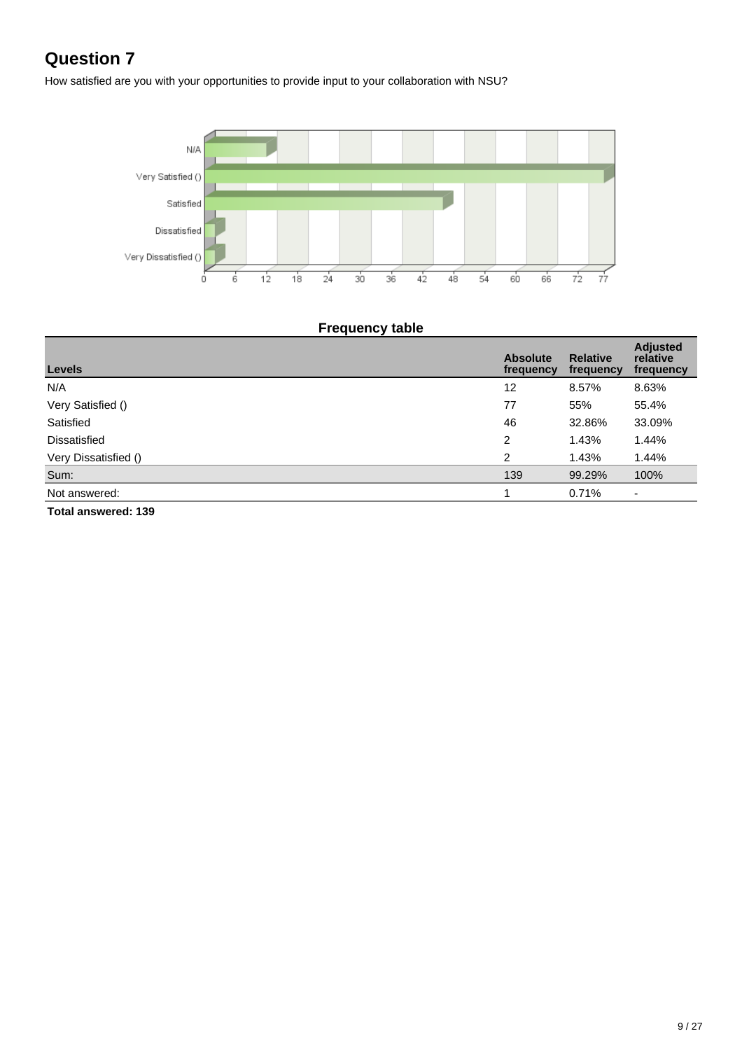## Question 7

How satisfied are you with your opportunities to provide input to your collaboration with NSU?

**Frequency table**

| Levels | Absolute frequency | Relative frequency | Adjusted relative frequency |
|---|---|---|---|
| N/A | 12 | 8.57% | 8.63% |
| Very Satisfied () | 77 | 55% | 55.4% |
| Satisfied | 46 | 32.86% | 33.09% |
| Dissatisfied | 2 | 1.43% | 1.44% |
| Very Dissatisfied () | 2 | 1.43% | 1.44% |
| Sum: | 139 | 99.29% | 100% |
| Not answered: | 1 | 0.71% | - |

**Total answered: 139**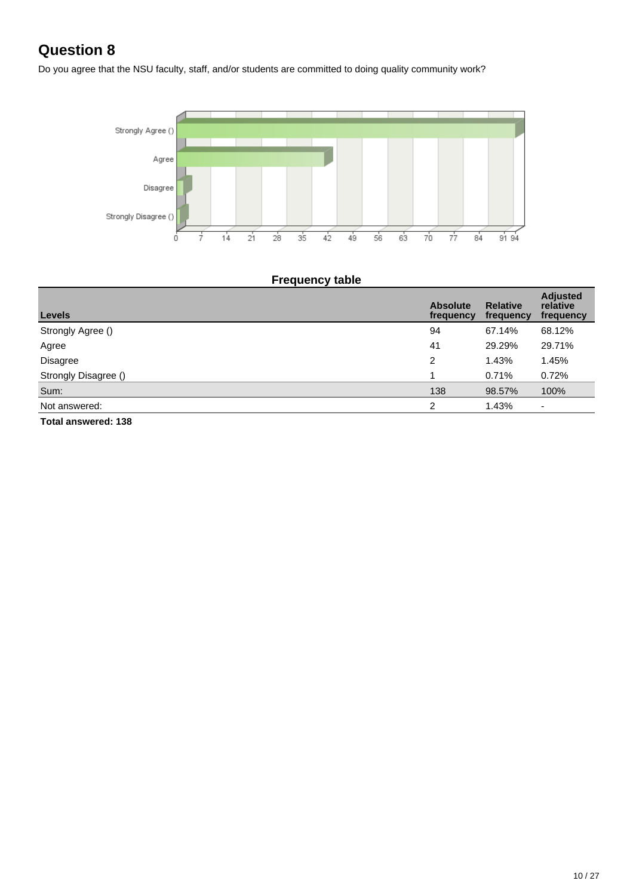# Question 8

Do you agree that the NSU faculty, staff, and/or students are committed to doing quality community work?

### Frequency table

| Levels | Absolute frequency | Relative frequency | Adjusted relative frequency |
|---|---|---|---|
| Strongly Agree () | 94 | 67.14% | 68.12% |
| Agree | 41 | 29.29% | 29.71% |
| Disagree | 2 | 1.43% | 1.45% |
| Strongly Disagree () | 1 | 0.71% | 0.72% |
| Sum: | 138 | 98.57% | 100% |
| Not answered: | 2 | 1.43% | - |

**Total answered: 138**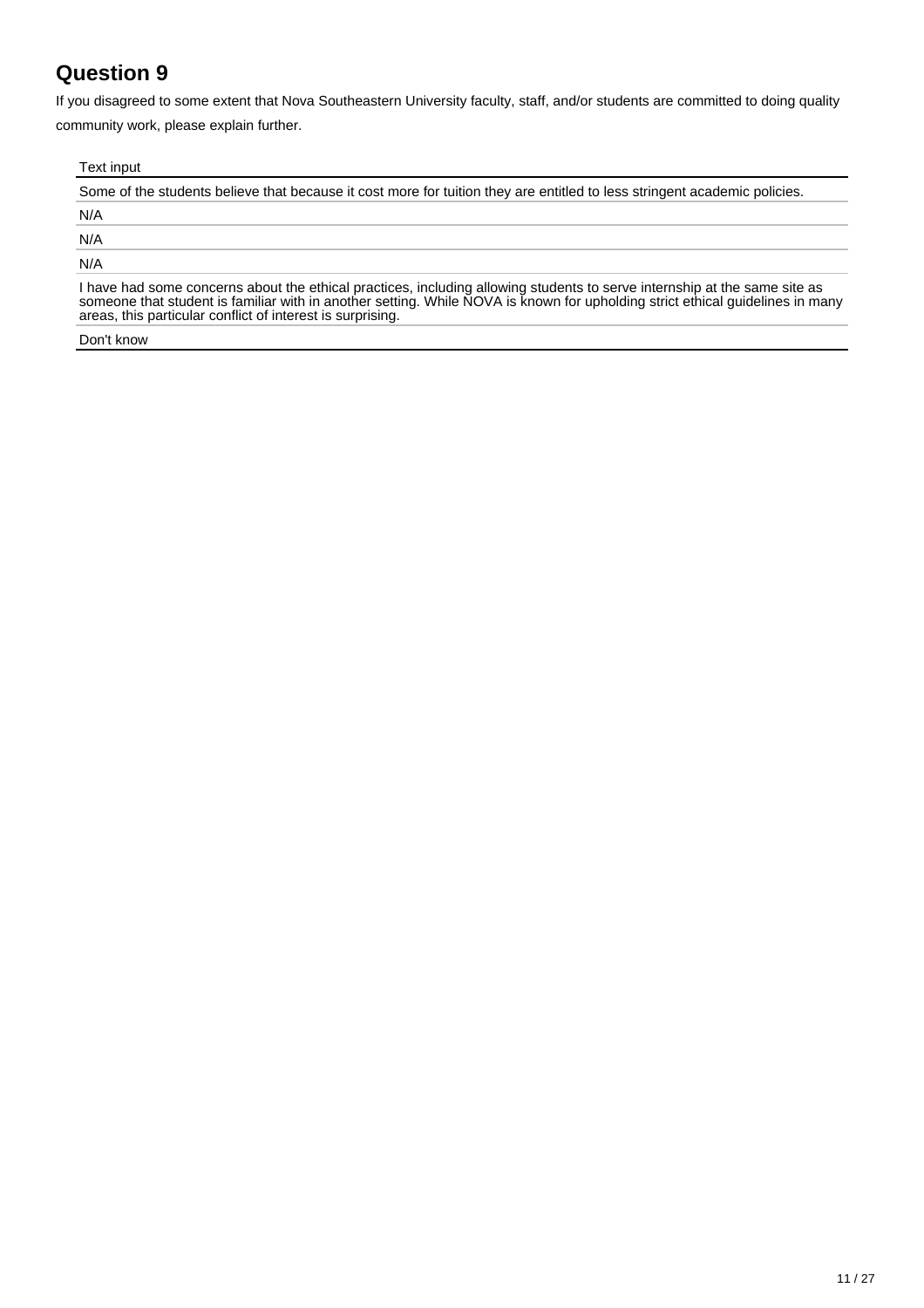## Question 9

If you disagreed to some extent that Nova Southeastern University faculty, staff, and/or students are committed to doing quality community work, please explain further.

| Text input |
| --- |
| Some of the students believe that because it cost more for tuition they are entitled to less stringent academic policies. |
| N/A |
| N/A |
| N/A |
| I have had some concerns about the ethical practices, including allowing students to serve internship at the same site as someone that student is familiar with in another setting. While NOVA is known for upholding strict ethical guidelines in many areas, this particular conflict of interest is surprising. |
| Don't know |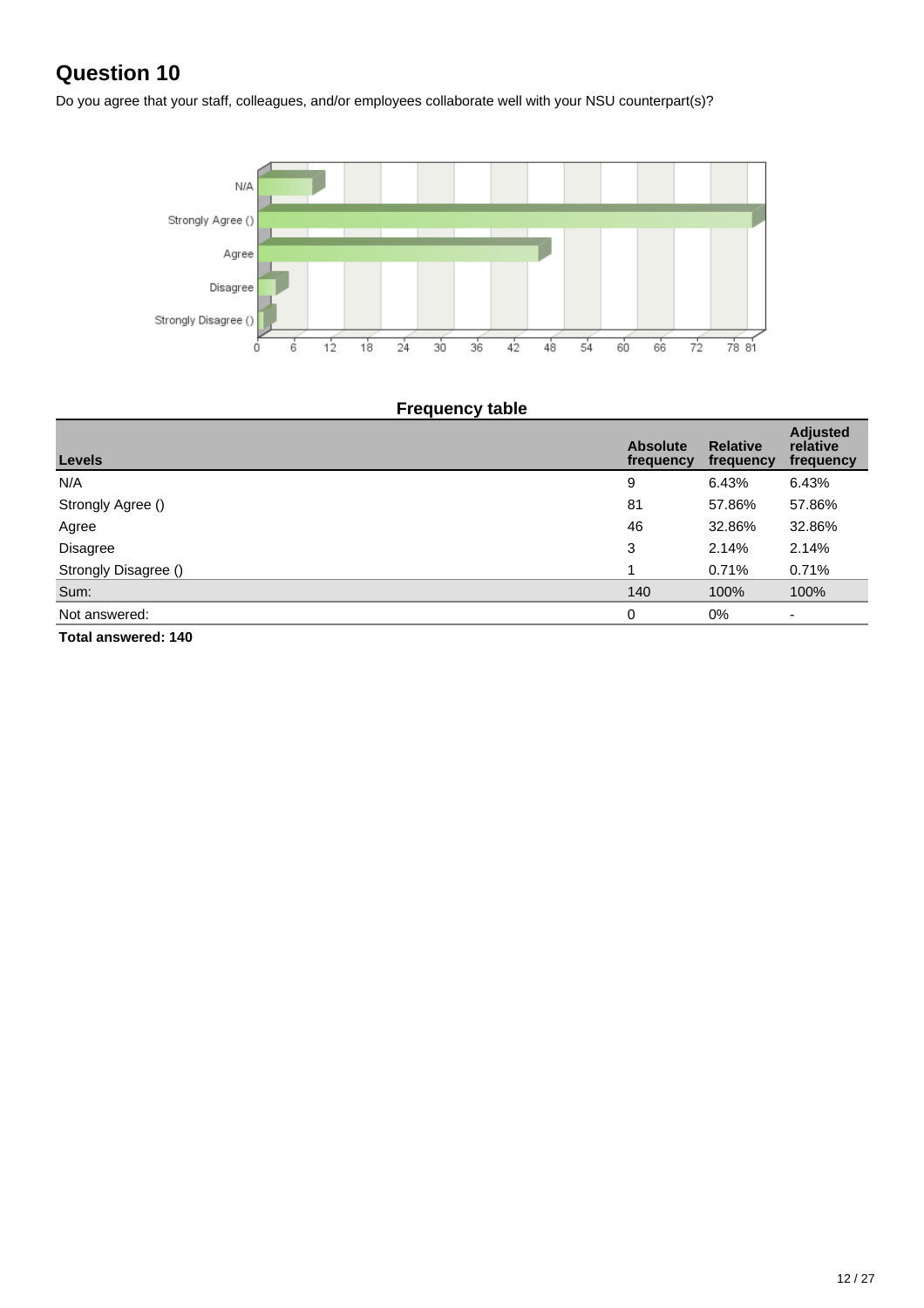# Question 10

Do you agree that your staff, colleagues, and/or employees collaborate well with your NSU counterpart(s)?

**Frequency table**

| Levels | Absolute frequency | Relative frequency | Adjusted relative frequency |
|---|---|---|---|
| N/A | 9 | 6.43% | 6.43% |
| Strongly Agree () | 81 | 57.86% | 57.86% |
| Agree | 46 | 32.86% | 32.86% |
| Disagree | 3 | 2.14% | 2.14% |
| Strongly Disagree () | 1 | 0.71% | 0.71% |
| Sum: | 140 | 100% | 100% |
| Not answered: | 0 | 0% | - |

**Total answered: 140**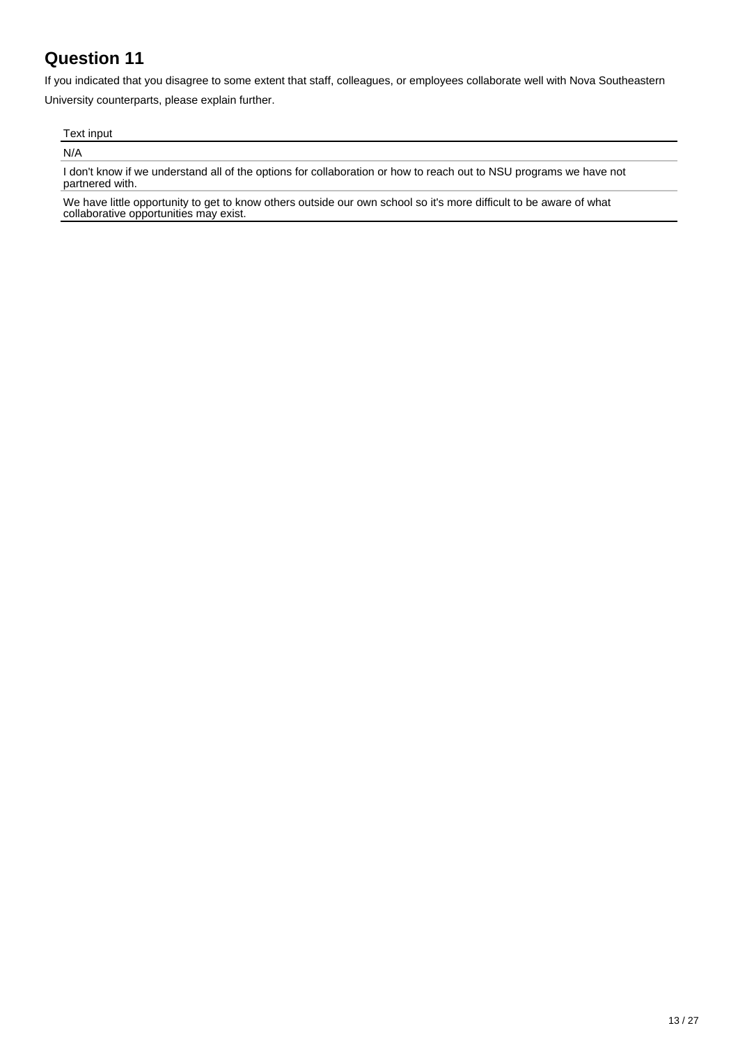## Question 11

If you indicated that you disagree to some extent that staff, colleagues, or employees collaborate well with Nova Southeastern University counterparts, please explain further.

| Text input |
| --- |
| N/A |
| I don't know if we understand all of the options for collaboration or how to reach out to NSU programs we have not partnered with. |
| We have little opportunity to get to know others outside our own school so it's more difficult to be aware of what collaborative opportunities may exist. |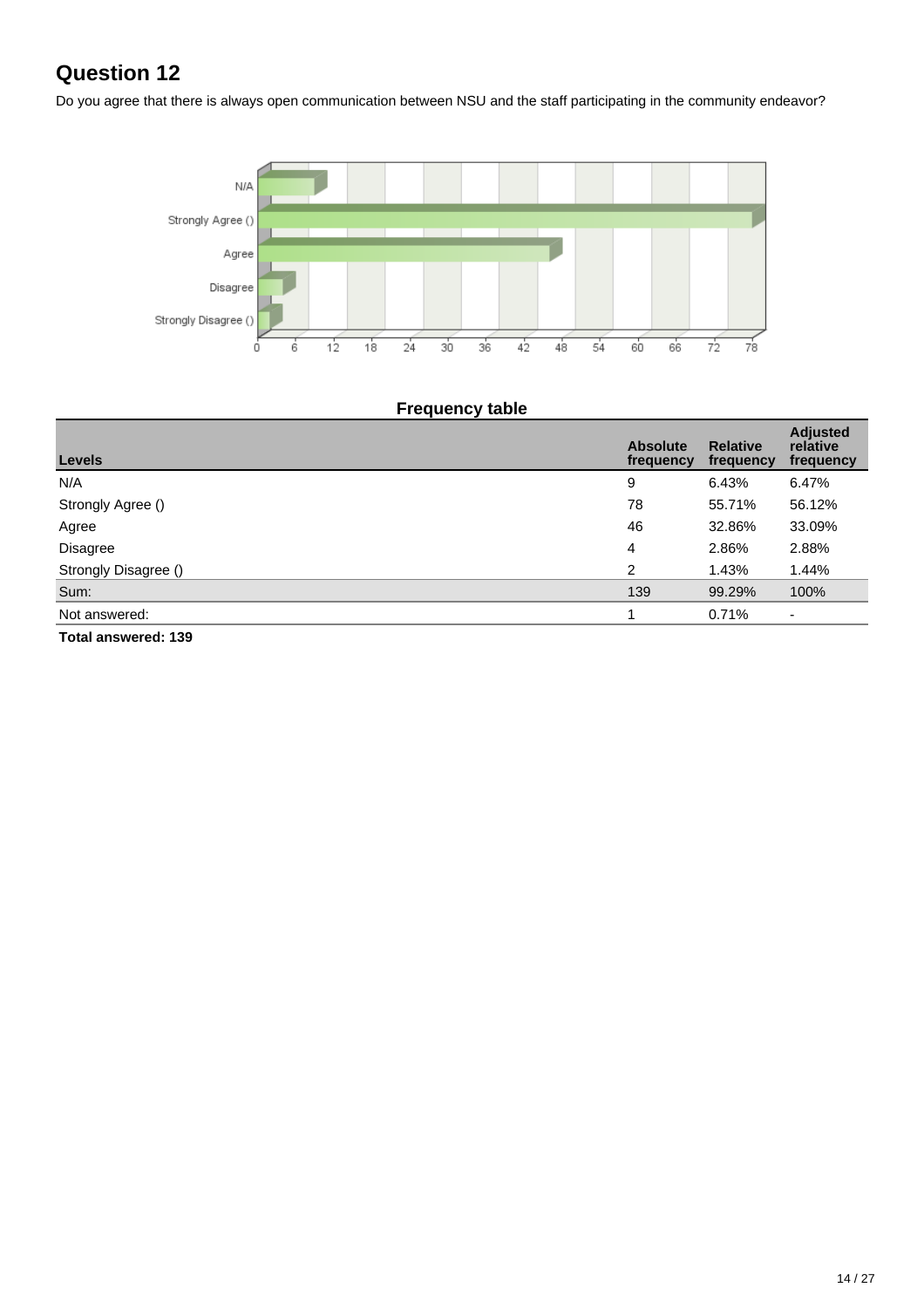# Question 12

Do you agree that there is always open communication between NSU and the staff participating in the community endeavor?

### Frequency table

| Levels | Absolute frequency | Relative frequency | Adjusted relative frequency |
|---|---|---|---|
| N/A | 9 | 6.43% | 6.47% |
| Strongly Agree () | 78 | 55.71% | 56.12% |
| Agree | 46 | 32.86% | 33.09% |
| Disagree | 4 | 2.86% | 2.88% |
| Strongly Disagree () | 2 | 1.43% | 1.44% |
| Sum: | 139 | 99.29% | 100% |
| Not answered: | 1 | 0.71% | - |

**Total answered: 139**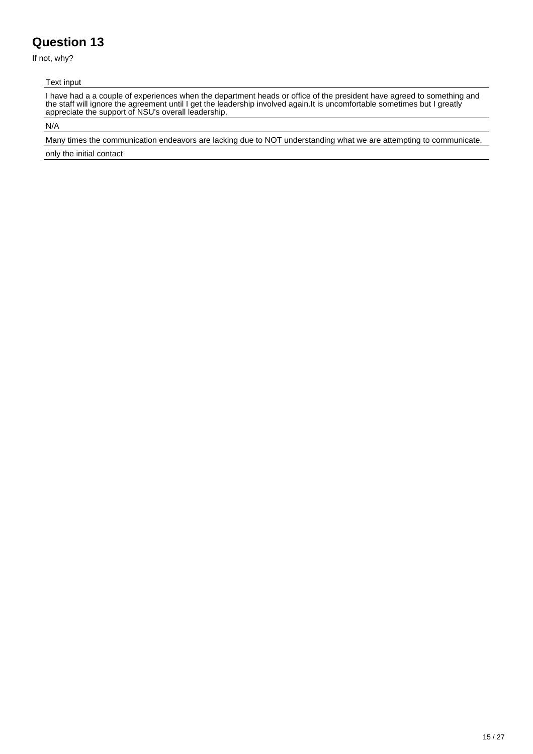# Question 13

If not, why?

| Text input |
| --- |
| I have had a a couple of experiences when the department heads or office of the president have agreed to something and the staff will ignore the agreement until I get the leadership involved again.It is uncomfortable sometimes but I greatly appreciate the support of NSU's overall leadership. |
| N/A |
| Many times the communication endeavors are lacking due to NOT understanding what we are attempting to communicate. |
| only the initial contact |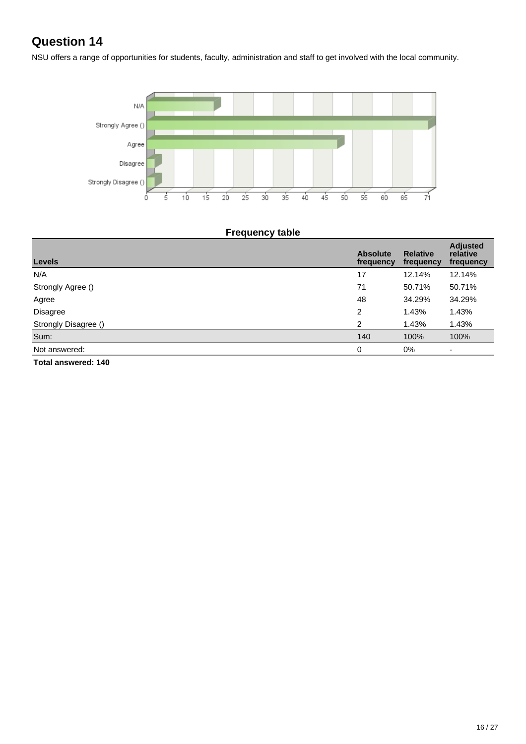# Question 14

NSU offers a range of opportunities for students, faculty, administration and staff to get involved with the local community.

**Frequency table**

| Levels | Absolute frequency | Relative frequency | Adjusted relative frequency |
|---|---|---|---|
| N/A | 17 | 12.14% | 12.14% |
| Strongly Agree () | 71 | 50.71% | 50.71% |
| Agree | 48 | 34.29% | 34.29% |
| Disagree | 2 | 1.43% | 1.43% |
| Strongly Disagree () | 2 | 1.43% | 1.43% |
| Sum: | 140 | 100% | 100% |
| Not answered: | 0 | 0% | - |

**Total answered: 140**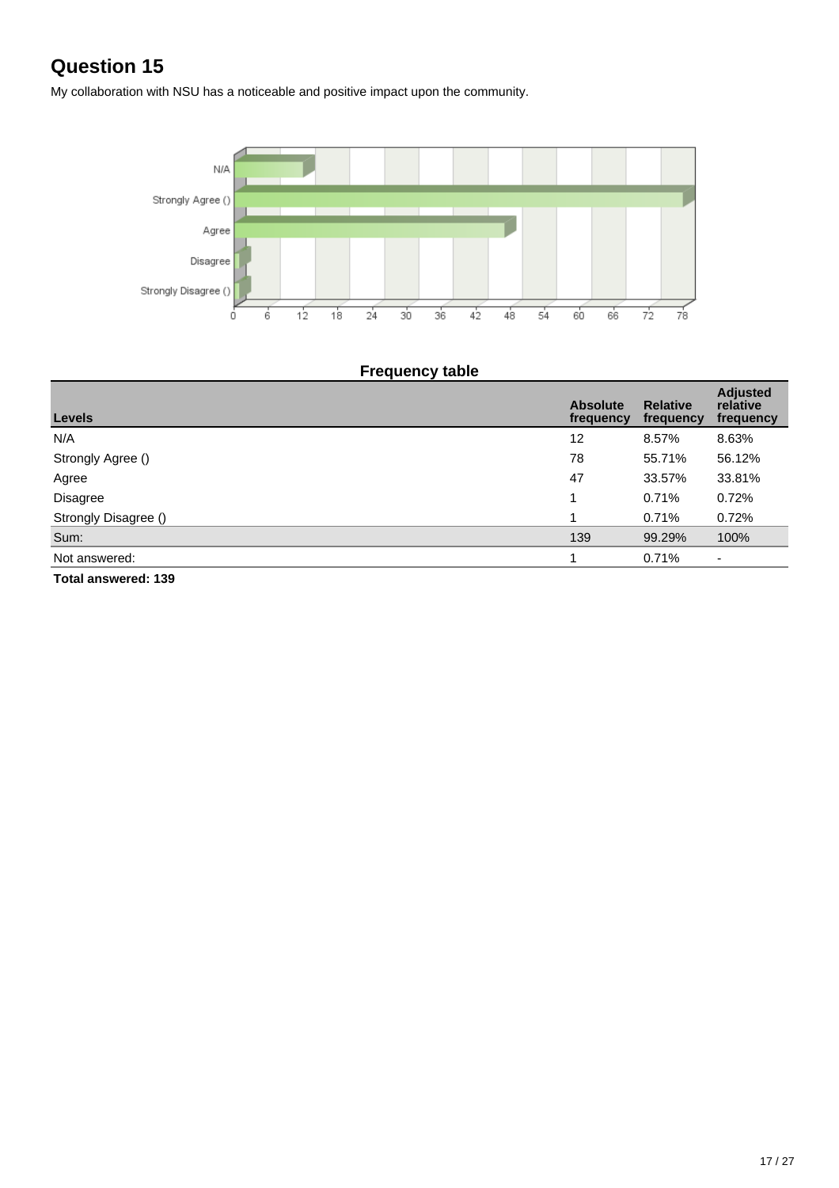# Question 15

My collaboration with NSU has a noticeable and positive impact upon the community.

### Frequency table

| Levels | Absolute frequency | Relative frequency | Adjusted relative frequency |
|---|---|---|---|
| N/A | 12 | 8.57% | 8.63% |
| Strongly Agree () | 78 | 55.71% | 56.12% |
| Agree | 47 | 33.57% | 33.81% |
| Disagree | 1 | 0.71% | 0.72% |
| Strongly Disagree () | 1 | 0.71% | 0.72% |
| Sum: | 139 | 99.29% | 100% |
| Not answered: | 1 | 0.71% | - |

**Total answered: 139**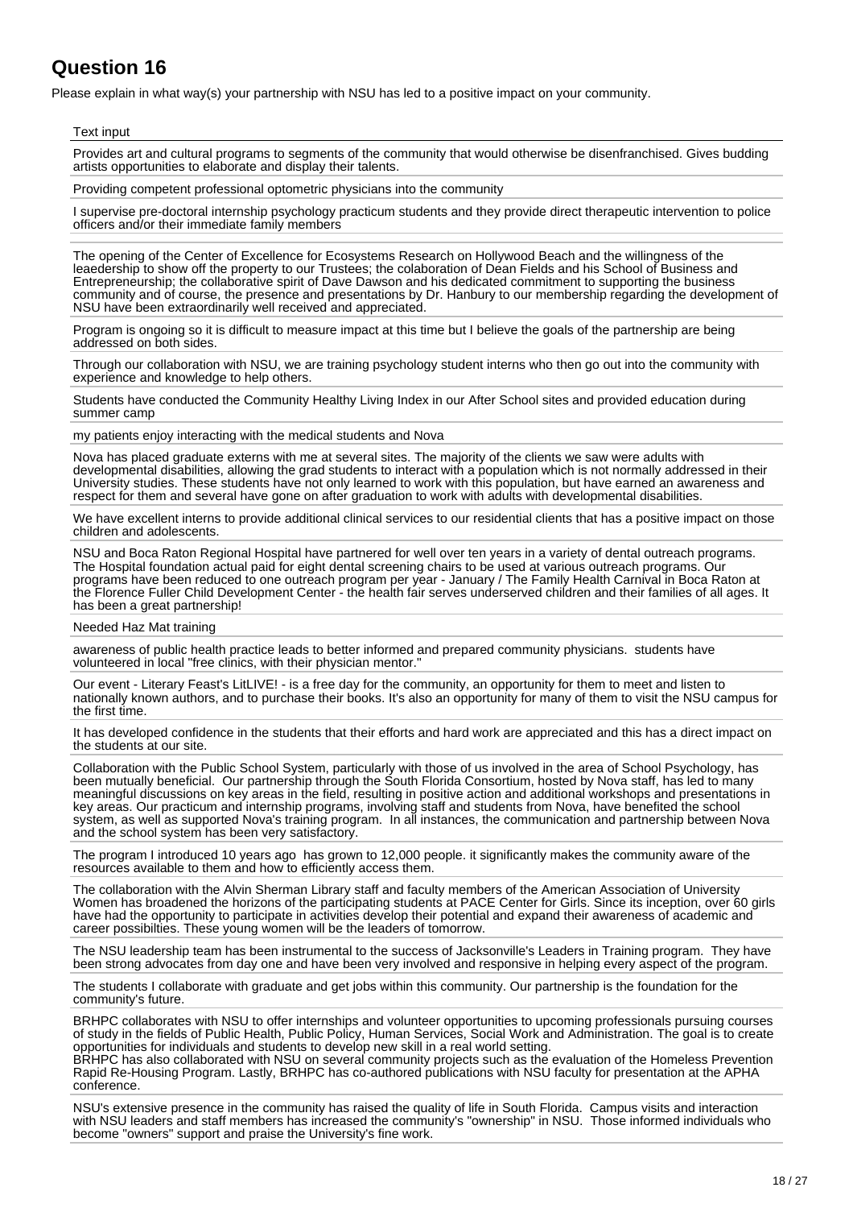## Question 16

Please explain in what way(s) your partnership with NSU has led to a positive impact on your community.

| Text input |
|---|
| Provides art and cultural programs to segments of the community that would otherwise be disenfranchised. Gives budding artists opportunities to elaborate and display their talents. |
| Providing competent professional optometric physicians into the community |
| I supervise pre-doctoral internship psychology practicum students and they provide direct therapeutic intervention to police officers and/or their immediate family members |
| |
| The opening of the Center of Excellence for Ecosystems Research on Hollywood Beach and the willingness of the leaedership to show off the property to our Trustees; the colaboration of Dean Fields and his School of Business and Entrepreneurship; the collaborative spirit of Dave Dawson and his dedicated commitment to supporting the business community and of course, the presence and presentations by Dr. Hanbury to our membership regarding the development of NSU have been extraordinarily well received and appreciated. |
| Program is ongoing so it is difficult to measure impact at this time but I believe the goals of the partnership are being addressed on both sides. |
| Through our collaboration with NSU, we are training psychology student interns who then go out into the community with experience and knowledge to help others. |
| Students have conducted the Community Healthy Living Index in our After School sites and provided education during summer camp |
| my patients enjoy interacting with the medical students and Nova |
| Nova has placed graduate externs with me at several sites. The majority of the clients we saw were adults with developmental disabilities, allowing the grad students to interact with a population which is not normally addressed in their University studies. These students have not only learned to work with this population, but have earned an awareness and respect for them and several have gone on after graduation to work with adults with developmental disabilities. |
| We have excellent interns to provide additional clinical services to our residential clients that has a positive impact on those children and adolescents. |
| NSU and Boca Raton Regional Hospital have partnered for well over ten years in a variety of dental outreach programs. The Hospital foundation actual paid for eight dental screening chairs to be used at various outreach programs. Our programs have been reduced to one outreach program per year - January / The Family Health Carnival in Boca Raton at the Florence Fuller Child Development Center - the health fair serves underserved children and their families of all ages. It has been a great partnership! |
| Needed Haz Mat training |
| awareness of public health practice leads to better informed and prepared community physicians. students have volunteered in local "free clinics, with their physician mentor." |
| Our event - Literary Feast's LitLIVE! - is a free day for the community, an opportunity for them to meet and listen to nationally known authors, and to purchase their books. It's also an opportunity for many of them to visit the NSU campus for the first time. |
| It has developed confidence in the students that their efforts and hard work are appreciated and this has a direct impact on the students at our site. |
| Collaboration with the Public School System, particularly with those of us involved in the area of School Psychology, has been mutually beneficial. Our partnership through the South Florida Consortium, hosted by Nova staff, has led to many meaningful discussions on key areas in the field, resulting in positive action and additional workshops and presentations in key areas. Our practicum and internship programs, involving staff and students from Nova, have benefited the school system, as well as supported Nova's training program. In all instances, the communication and partnership between Nova and the school system has been very satisfactory. |
| The program I introduced 10 years ago has grown to 12,000 people. it significantly makes the community aware of the resources available to them and how to efficiently access them. |
| The collaboration with the Alvin Sherman Library staff and faculty members of the American Association of University Women has broadened the horizons of the participating students at PACE Center for Girls. Since its inception, over 60 girls have had the opportunity to participate in activities develop their potential and expand their awareness of academic and career possibilties. These young women will be the leaders of tomorrow. |
| The NSU leadership team has been instrumental to the success of Jacksonville's Leaders in Training program. They have been strong advocates from day one and have been very involved and responsive in helping every aspect of the program. |
| The students I collaborate with graduate and get jobs within this community. Our partnership is the foundation for the community's future. |
| BRHPC collaborates with NSU to offer internships and volunteer opportunities to upcoming professionals pursuing courses of study in the fields of Public Health, Public Policy, Human Services, Social Work and Administration. The goal is to create opportunities for individuals and students to develop new skill in a real world setting. BRHPC has also collaborated with NSU on several community projects such as the evaluation of the Homeless Prevention Rapid Re-Housing Program. Lastly, BRHPC has co-authored publications with NSU faculty for presentation at the APHA conference. |
| NSU's extensive presence in the community has raised the quality of life in South Florida. Campus visits and interaction with NSU leaders and staff members has increased the community's "ownership" in NSU. Those informed individuals who become "owners" support and praise the University's fine work. |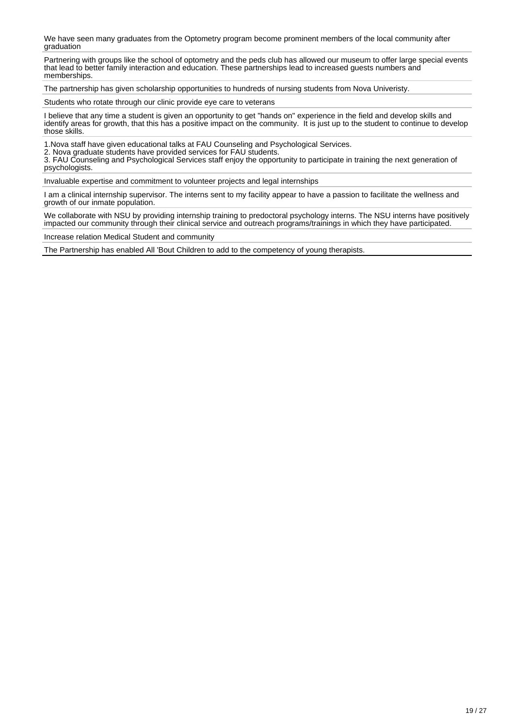We have seen many graduates from the Optometry program become prominent members of the local community after graduation

Partnering with groups like the school of optometry and the peds club has allowed our museum to offer large special events that lead to better family interaction and education. These partnerships lead to increased guests numbers and memberships.

The partnership has given scholarship opportunities to hundreds of nursing students from Nova Univeristy.

Students who rotate through our clinic provide eye care to veterans

I believe that any time a student is given an opportunity to get "hands on" experience in the field and develop skills and identify areas for growth, that this has a positive impact on the community.  It is just up to the student to continue to develop those skills.

1.Nova staff have given educational talks at FAU Counseling and Psychological Services.
2. Nova graduate students have provided services for FAU students.
3. FAU Counseling and Psychological Services staff enjoy the opportunity to participate in training the next generation of psychologists.

Invaluable expertise and commitment to volunteer projects and legal internships

I am a clinical internship supervisor. The interns sent to my facility appear to have a passion to facilitate the wellness and growth of our inmate population.

We collaborate with NSU by providing internship training to predoctoral psychology interns. The NSU interns have positively impacted our community through their clinical service and outreach programs/trainings in which they have participated.

Increase relation Medical Student and community

The Partnership has enabled All 'Bout Children to add to the competency of young therapists.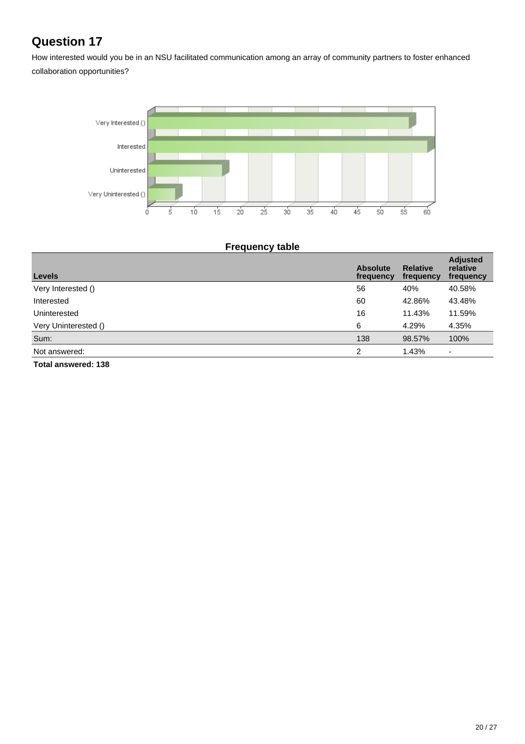# Question 17

How interested would you be in an NSU facilitated communication among an array of community partners to foster enhanced collaboration opportunities?

**Frequency table**

| Levels | Absolute frequency | Relative frequency | Adjusted relative frequency |
|---|---|---|---|
| Very Interested () | 56 | 40% | 40.58% |
| Interested | 60 | 42.86% | 43.48% |
| Uninterested | 16 | 11.43% | 11.59% |
| Very Uninterested () | 6 | 4.29% | 4.35% |
| Sum: | 138 | 98.57% | 100% |
| Not answered: | 2 | 1.43% | - |

**Total answered: 138**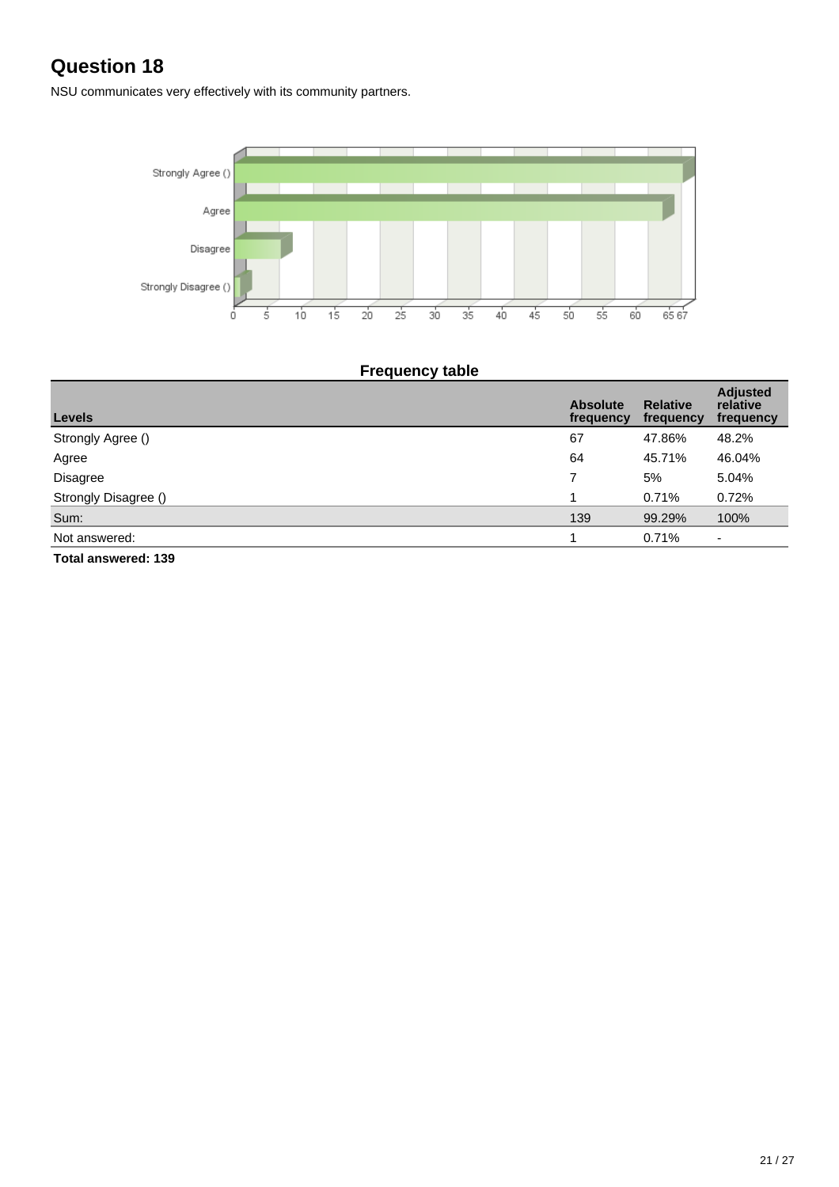# Question 18

NSU communicates very effectively with its community partners.

**Frequency table**

| Levels | Absolute frequency | Relative frequency | Adjusted relative frequency |
|---|---|---|---|
| Strongly Agree () | 67 | 47.86% | 48.2% |
| Agree | 64 | 45.71% | 46.04% |
| Disagree | 7 | 5% | 5.04% |
| Strongly Disagree () | 1 | 0.71% | 0.72% |
| Sum: | 139 | 99.29% | 100% |
| Not answered: | 1 | 0.71% | - |

**Total answered: 139**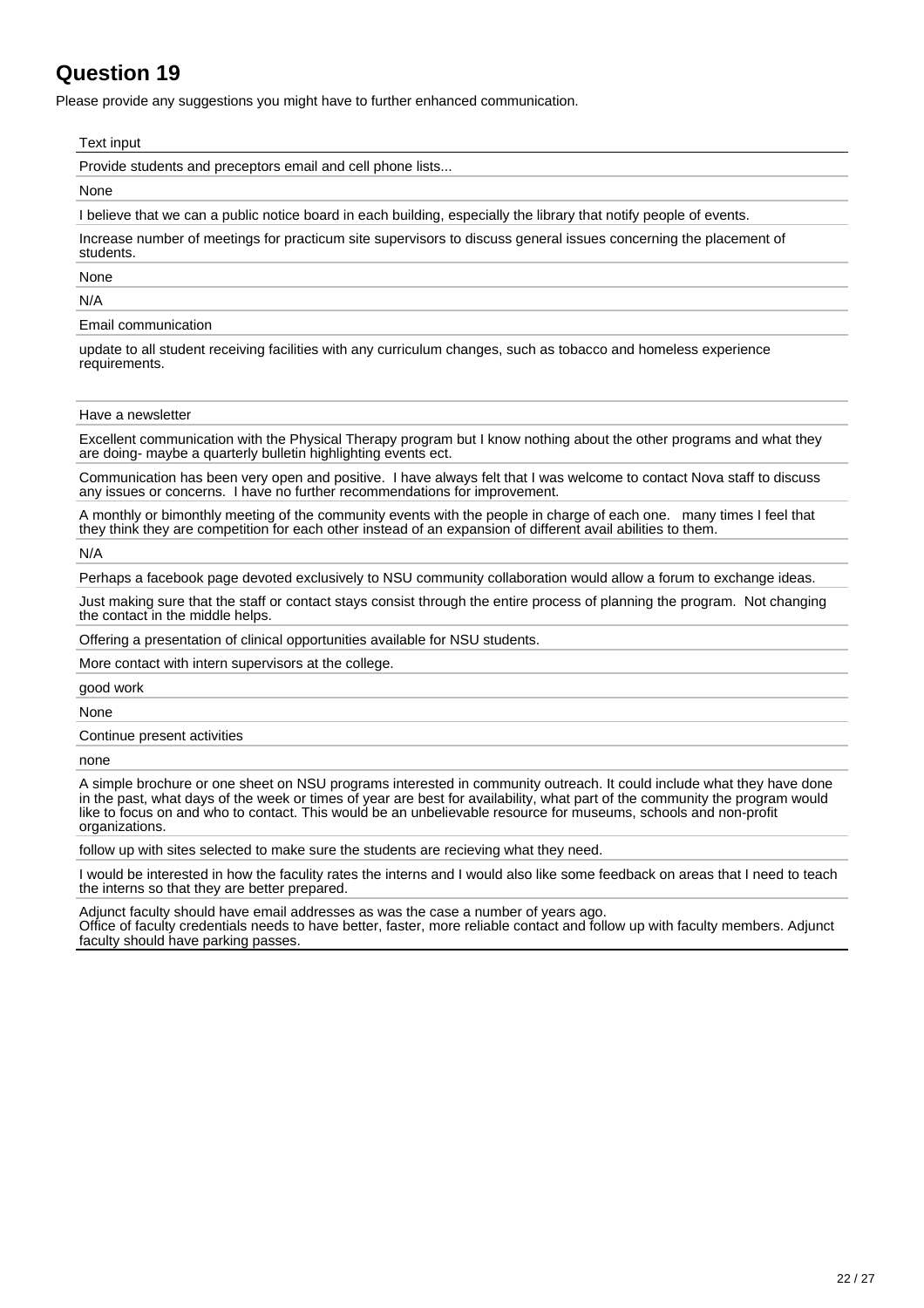# Question 19

Please provide any suggestions you might have to further enhanced communication.

| Text input |
|---|
| Provide students and preceptors email and cell phone lists... |
| None |
| I believe that we can a public notice board in each building, especially the library that notify people of events. |
| Increase number of meetings for practicum site supervisors to discuss general issues concerning the placement of students. |
| None |
| N/A |
| Email communication |
| update to all student receiving facilities with any curriculum changes, such as tobacco and homeless experience requirements. |
| Have a newsletter |
| Excellent communication with the Physical Therapy program but I know nothing about the other programs and what they are doing- maybe a quarterly bulletin highlighting events ect. |
| Communication has been very open and positive. I have always felt that I was welcome to contact Nova staff to discuss any issues or concerns. I have no further recommendations for improvement. |
| A monthly or bimonthly meeting of the community events with the people in charge of each one. many times I feel that they think they are competition for each other instead of an expansion of different avail abilities to them. |
| N/A |
| Perhaps a facebook page devoted exclusively to NSU community collaboration would allow a forum to exchange ideas. |
| Just making sure that the staff or contact stays consist through the entire process of planning the program. Not changing the contact in the middle helps. |
| Offering a presentation of clinical opportunities available for NSU students. |
| More contact with intern supervisors at the college. |
| good work |
| None |
| Continue present activities |
| none |
| A simple brochure or one sheet on NSU programs interested in community outreach. It could include what they have done in the past, what days of the week or times of year are best for availability, what part of the community the program would like to focus on and who to contact. This would be an unbelievable resource for museums, schools and non-profit organizations. |
| follow up with sites selected to make sure the students are recieving what they need. |
| I would be interested in how the faculty rates the interns and I would also like some feedback on areas that I need to teach the interns so that they are better prepared. |
| Adjunct faculty should have email addresses as was the case a number of years ago. Office of faculty credentials needs to have better, faster, more reliable contact and follow up with faculty members. Adjunct faculty should have parking passes. |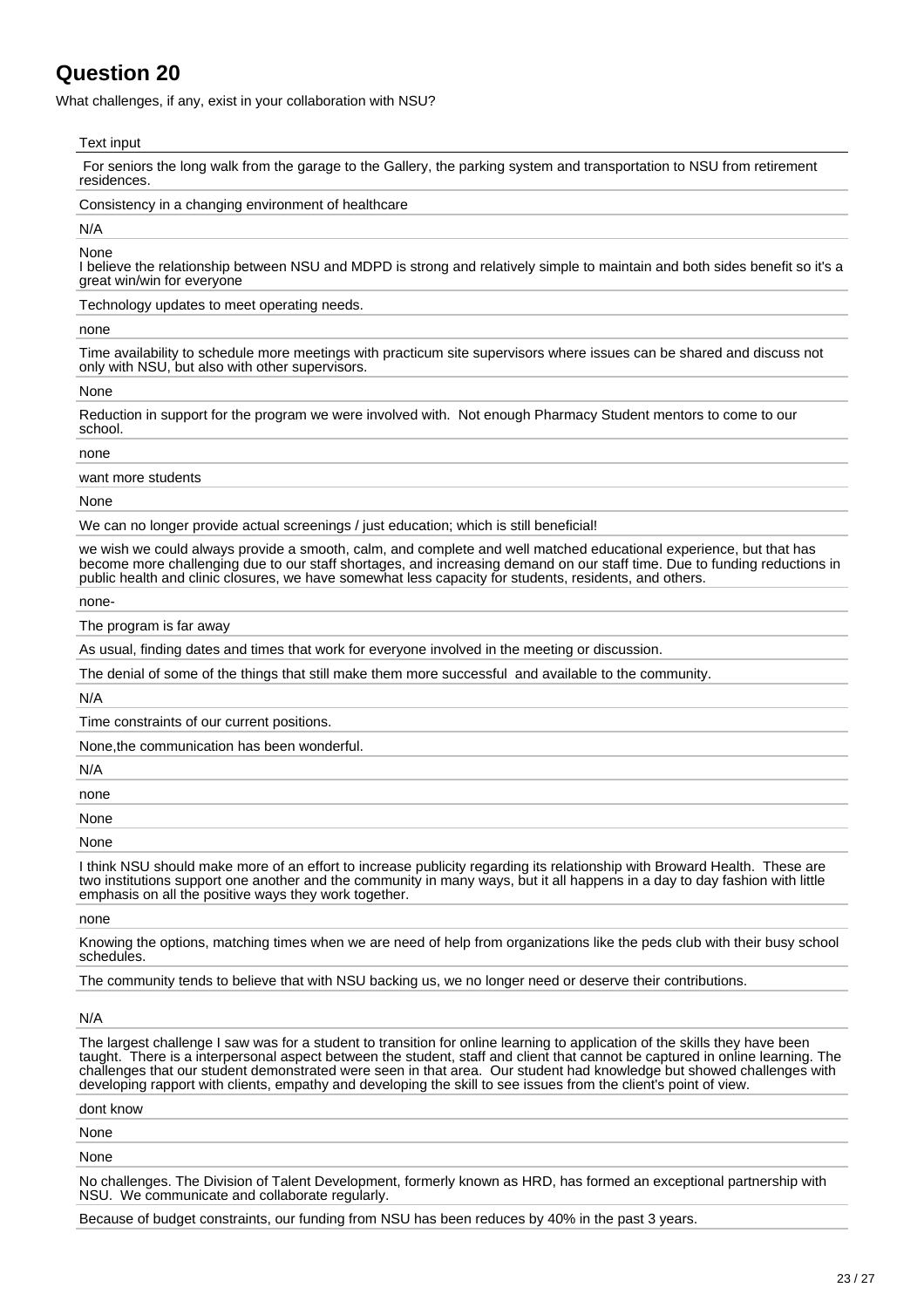## Question 20

What challenges, if any, exist in your collaboration with NSU?

| Text input |
|---|
| For seniors the long walk from the garage to the Gallery, the parking system and transportation to NSU from retirement residences. |
| Consistency in a changing environment of healthcare |
| N/A |
| None<br>I believe the relationship between NSU and MDPD is strong and relatively simple to maintain and both sides benefit so it's a great win/win for everyone |
| Technology updates to meet operating needs. |
| none |
| Time availability to schedule more meetings with practicum site supervisors where issues can be shared and discuss not only with NSU, but also with other supervisors. |
| None |
| Reduction in support for the program we were involved with. Not enough Pharmacy Student mentors to come to our school. |
| none |
| want more students |
| None |
| We can no longer provide actual screenings / just education; which is still beneficial! |
| we wish we could always provide a smooth, calm, and complete and well matched educational experience, but that has become more challenging due to our staff shortages, and increasing demand on our staff time. Due to funding reductions in public health and clinic closures, we have somewhat less capacity for students, residents, and others. |
| none- |
| The program is far away |
| As usual, finding dates and times that work for everyone involved in the meeting or discussion. |
| The denial of some of the things that still make them more successful and available to the community. |
| N/A |
| Time constraints of our current positions. |
| None,the communication has been wonderful. |
| N/A |
| none |
| None |
| None |
| I think NSU should make more of an effort to increase publicity regarding its relationship with Broward Health. These are two institutions support one another and the community in many ways, but it all happens in a day to day fashion with little emphasis on all the positive ways they work together. |
| none |
| Knowing the options, matching times when we are need of help from organizations like the peds club with their busy school schedules. |
| The community tends to believe that with NSU backing us, we no longer need or deserve their contributions. |
| N/A |
| The largest challenge I saw was for a student to transition for online learning to application of the skills they have been taught. There is a interpersonal aspect between the student, staff and client that cannot be captured in online learning. The challenges that our student demonstrated were seen in that area. Our student had knowledge but showed challenges with developing rapport with clients, empathy and developing the skill to see issues from the client's point of view. |
| dont know |
| None |
| None |
| No challenges. The Division of Talent Development, formerly known as HRD, has formed an exceptional partnership with NSU. We communicate and collaborate regularly. |
| Because of budget constraints, our funding from NSU has been reduces by 40% in the past 3 years. |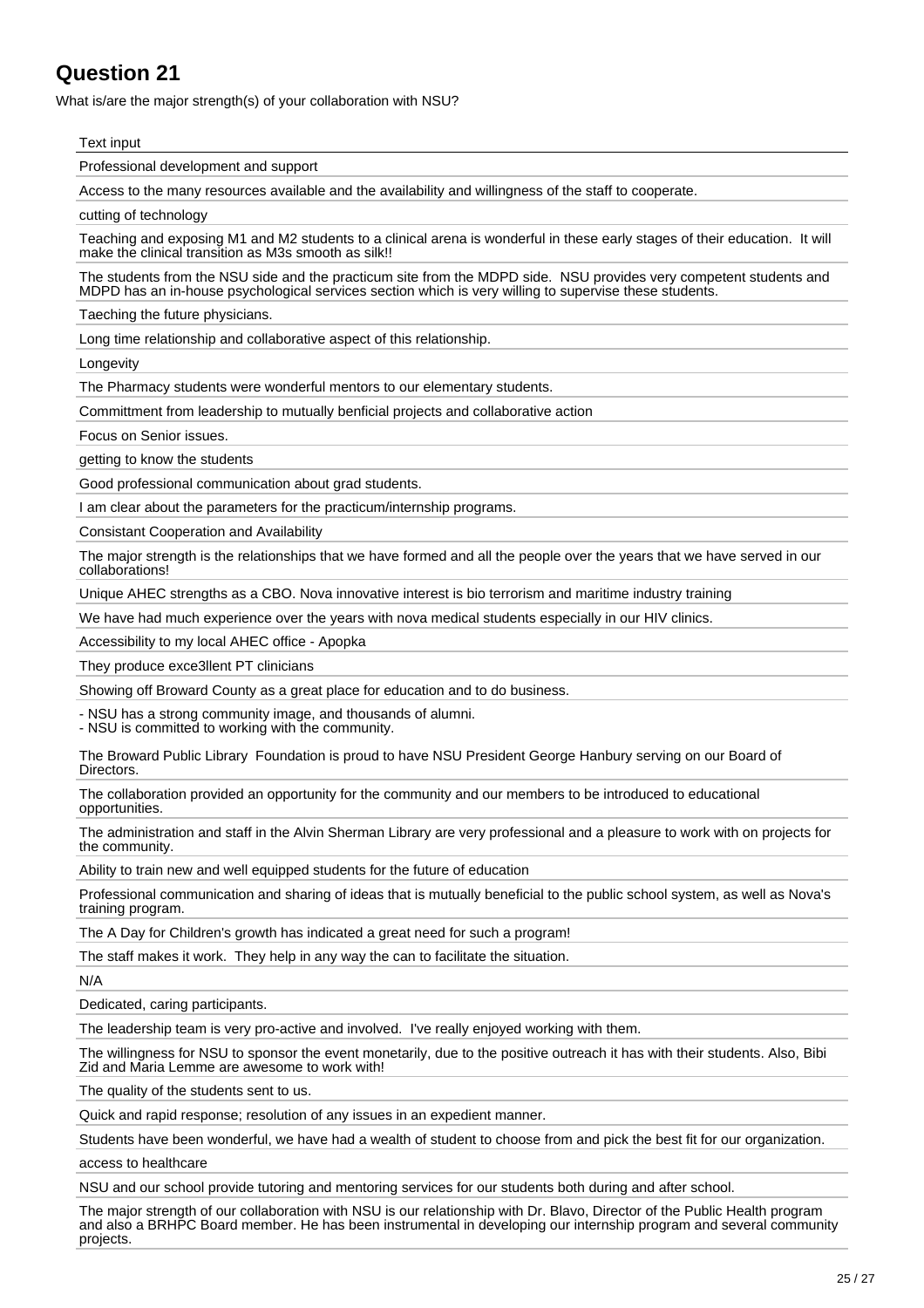## Question 21

What is/are the major strength(s) of your collaboration with NSU?

| Text input |
| --- |
| Professional development and support |
| Access to the many resources available and the availability and willingness of the staff to cooperate. |
| cutting of technology |
| Teaching and exposing M1 and M2 students to a clinical arena is wonderful in these early stages of their education. It will make the clinical transition as M3s smooth as silk!! |
| The students from the NSU side and the practicum site from the MDPD side. NSU provides very competent students and MDPD has an in-house psychological services section which is very willing to supervise these students. |
| Taeching the future physicians. |
| Long time relationship and collaborative aspect of this relationship. |
| Longevity |
| The Pharmacy students were wonderful mentors to our elementary students. |
| Committment from leadership to mutually benficial projects and collaborative action |
| Focus on Senior issues. |
| getting to know the students |
| Good professional communication about grad students. |
| I am clear about the parameters for the practicum/internship programs. |
| Consistant Cooperation and Availability |
| The major strength is the relationships that we have formed and all the people over the years that we have served in our collaborations! |
| Unique AHEC strengths as a CBO. Nova innovative interest is bio terrorism and maritime industry training |
| We have had much experience over the years with nova medical students especially in our HIV clinics. |
| Accessibility to my local AHEC office - Apopka |
| They produce exce3llent PT clinicians |
| Showing off Broward County as a great place for education and to do business. |
| - NSU has a strong community image, and thousands of alumni. - NSU is committed to working with the community. |
| The Broward Public Library Foundation is proud to have NSU President George Hanbury serving on our Board of Directors. |
| The collaboration provided an opportunity for the community and our members to be introduced to educational opportunities. |
| The administration and staff in the Alvin Sherman Library are very professional and a pleasure to work with on projects for the community. |
| Ability to train new and well equipped students for the future of education |
| Professional communication and sharing of ideas that is mutually beneficial to the public school system, as well as Nova's training program. |
| The A Day for Children's growth has indicated a great need for such a program! |
| The staff makes it work. They help in any way the can to facilitate the situation. |
| N/A |
| Dedicated, caring participants. |
| The leadership team is very pro-active and involved. I've really enjoyed working with them. |
| The willingness for NSU to sponsor the event monetarily, due to the positive outreach it has with their students. Also, Bibi Zid and Maria Lemme are awesome to work with! |
| The quality of the students sent to us. |
| Quick and rapid response; resolution of any issues in an expedient manner. |
| Students have been wonderful, we have had a wealth of student to choose from and pick the best fit for our organization. |
| access to healthcare |
| NSU and our school provide tutoring and mentoring services for our students both during and after school. |
| The major strength of our collaboration with NSU is our relationship with Dr. Blavo, Director of the Public Health program and also a BRHPC Board member. He has been instrumental in developing our internship program and several community projects. |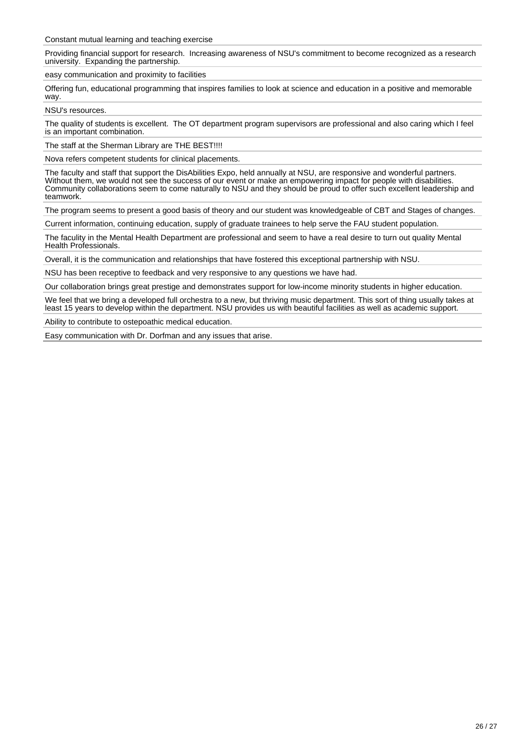Constant mutual learning and teaching exercise

Providing financial support for research. Increasing awareness of NSU's commitment to become recognized as a research university. Expanding the partnership.

easy communication and proximity to facilities

Offering fun, educational programming that inspires families to look at science and education in a positive and memorable way.

NSU's resources.

The quality of students is excellent. The OT department program supervisors are professional and also caring which I feel is an important combination.

The staff at the Sherman Library are THE BEST!!!!

Nova refers competent students for clinical placements.

The faculty and staff that support the DisAbilities Expo, held annually at NSU, are responsive and wonderful partners. Without them, we would not see the success of our event or make an empowering impact for people with disabilities. Community collaborations seem to come naturally to NSU and they should be proud to offer such excellent leadership and teamwork.

The program seems to present a good basis of theory and our student was knowledgeable of CBT and Stages of changes.

Current information, continuing education, supply of graduate trainees to help serve the FAU student population.

The faculity in the Mental Health Department are professional and seem to have a real desire to turn out quality Mental Health Professionals.

Overall, it is the communication and relationships that have fostered this exceptional partnership with NSU.

NSU has been receptive to feedback and very responsive to any questions we have had.

Our collaboration brings great prestige and demonstrates support for low-income minority students in higher education.

We feel that we bring a developed full orchestra to a new, but thriving music department. This sort of thing usually takes at least 15 years to develop within the department. NSU provides us with beautiful facilities as well as academic support.

Ability to contribute to ostepoathic medical education.

Easy communication with Dr. Dorfman and any issues that arise.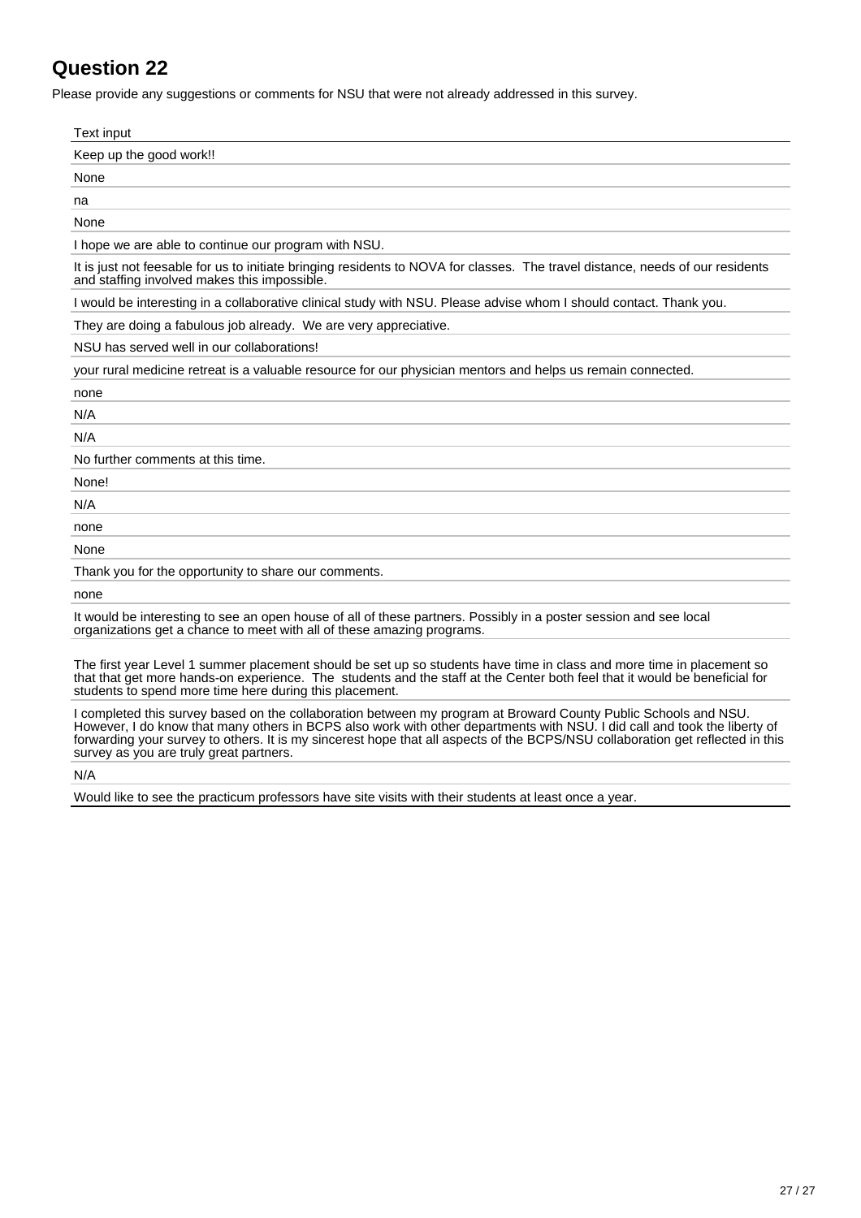## Question 22

Please provide any suggestions or comments for NSU that were not already addressed in this survey.

| Text input |
|---|
| Keep up the good work!! |
| None |
| na |
| None |
| I hope we are able to continue our program with NSU. |
| It is just not feesable for us to initiate bringing residents to NOVA for classes. The travel distance, needs of our residents and staffing involved makes this impossible. |
| I would be interesting in a collaborative clinical study with NSU. Please advise whom I should contact. Thank you. |
| They are doing a fabulous job already. We are very appreciative. |
| NSU has served well in our collaborations! |
| your rural medicine retreat is a valuable resource for our physician mentors and helps us remain connected. |
| none |
| N/A |
| N/A |
| No further comments at this time. |
| None! |
| N/A |
| none |
| None |
| Thank you for the opportunity to share our comments. |
| none |
| It would be interesting to see an open house of all of these partners. Possibly in a poster session and see local organizations get a chance to meet with all of these amazing programs. |
| The first year Level 1 summer placement should be set up so students have time in class and more time in placement so that that get more hands-on experience. The students and the staff at the Center both feel that it would be beneficial for students to spend more time here during this placement. |
| I completed this survey based on the collaboration between my program at Broward County Public Schools and NSU. However, I do know that many others in BCPS also work with other departments with NSU. I did call and took the liberty of forwarding your survey to others. It is my sincerest hope that all aspects of the BCPS/NSU collaboration get reflected in this survey as you are truly great partners. |
| N/A |
| Would like to see the practicum professors have site visits with their students at least once a year. |